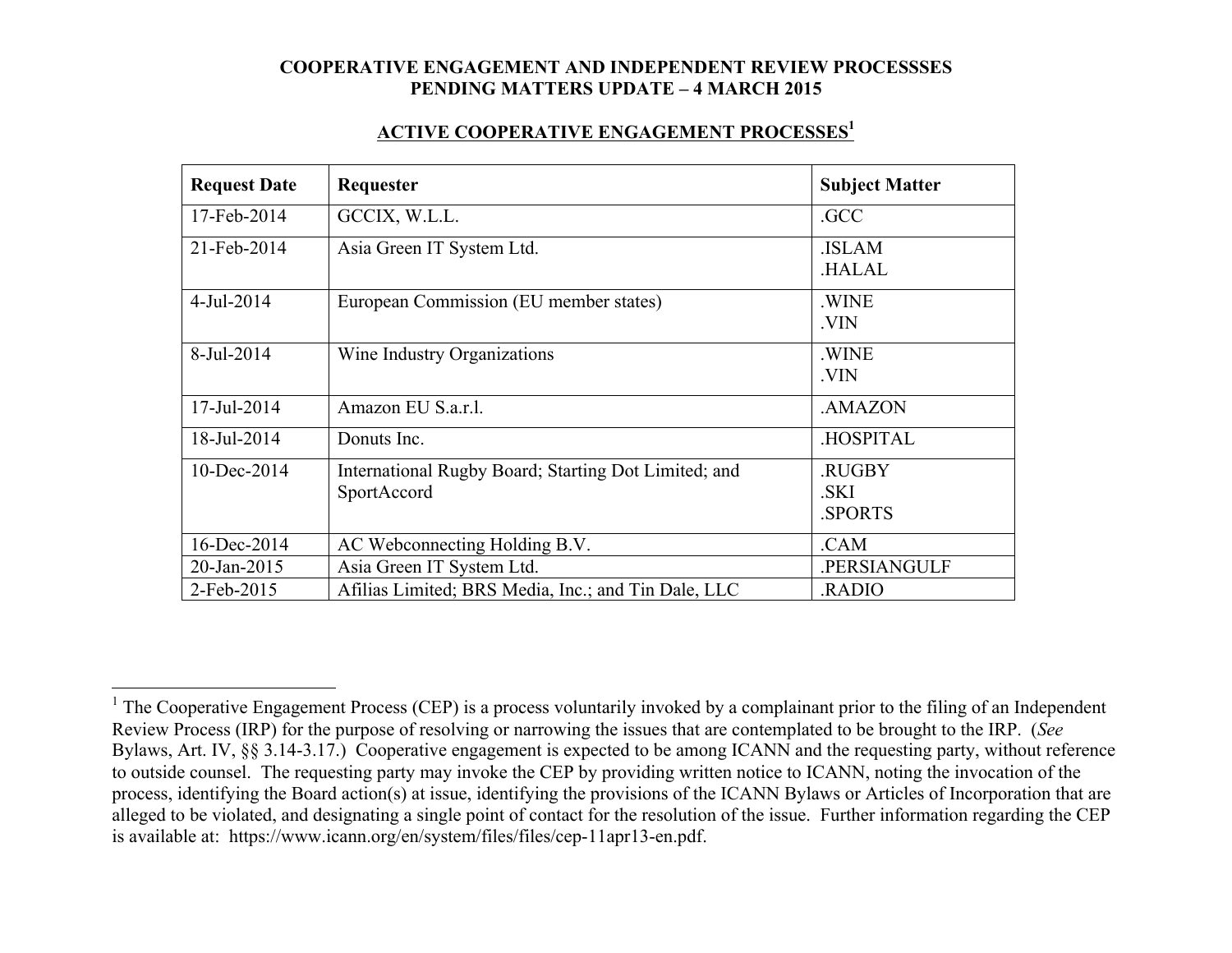# COOPERATIVE ENGAGEMENT AND INDEPENDENT REVIEW PROCESSSES
# PENDING MATTERS UPDATE – 4 MARCH 2015

## ACTIVE COOPERATIVE ENGAGEMENT PROCESSES[1]

| Request Date | Requester | Subject Matter |
|---|---|---|
| 17-Feb-2014 | GCCIX, W.L.L. | .GCC |
| 21-Feb-2014 | Asia Green IT System Ltd. | .ISLAM<br>.HALAL |
| 4-Jul-2014 | European Commission (EU member states) | .WINE<br>.VIN |
| 8-Jul-2014 | Wine Industry Organizations | .WINE<br>.VIN |
| 17-Jul-2014 | Amazon EU S.a.r.l. | .AMAZON |
| 18-Jul-2014 | Donuts Inc. | .HOSPITAL |
| 10-Dec-2014 | International Rugby Board; Starting Dot Limited; and SportAccord | .RUGBY<br>.SKI<br>.SPORTS |
| 16-Dec-2014 | AC Webconnecting Holding B.V. | .CAM |
| 20-Jan-2015 | Asia Green IT System Ltd. | .PERSIANGULF |
| 2-Feb-2015 | Afilias Limited; BRS Media, Inc.; and Tin Dale, LLC | .RADIO |

---

[1] The Cooperative Engagement Process (CEP) is a process voluntarily invoked by a complainant prior to the filing of an Independent Review Process (IRP) for the purpose of resolving or narrowing the issues that are contemplated to be brought to the IRP. (*See* Bylaws, Art. IV, §§ 3.14-3.17.) Cooperative engagement is expected to be among ICANN and the requesting party, without reference to outside counsel. The requesting party may invoke the CEP by providing written notice to ICANN, noting the invocation of the process, identifying the Board action(s) at issue, identifying the provisions of the ICANN Bylaws or Articles of Incorporation that are alleged to be violated, and designating a single point of contact for the resolution of the issue. Further information regarding the CEP is available at: https://www.icann.org/en/system/files/files/cep-11apr13-en.pdf.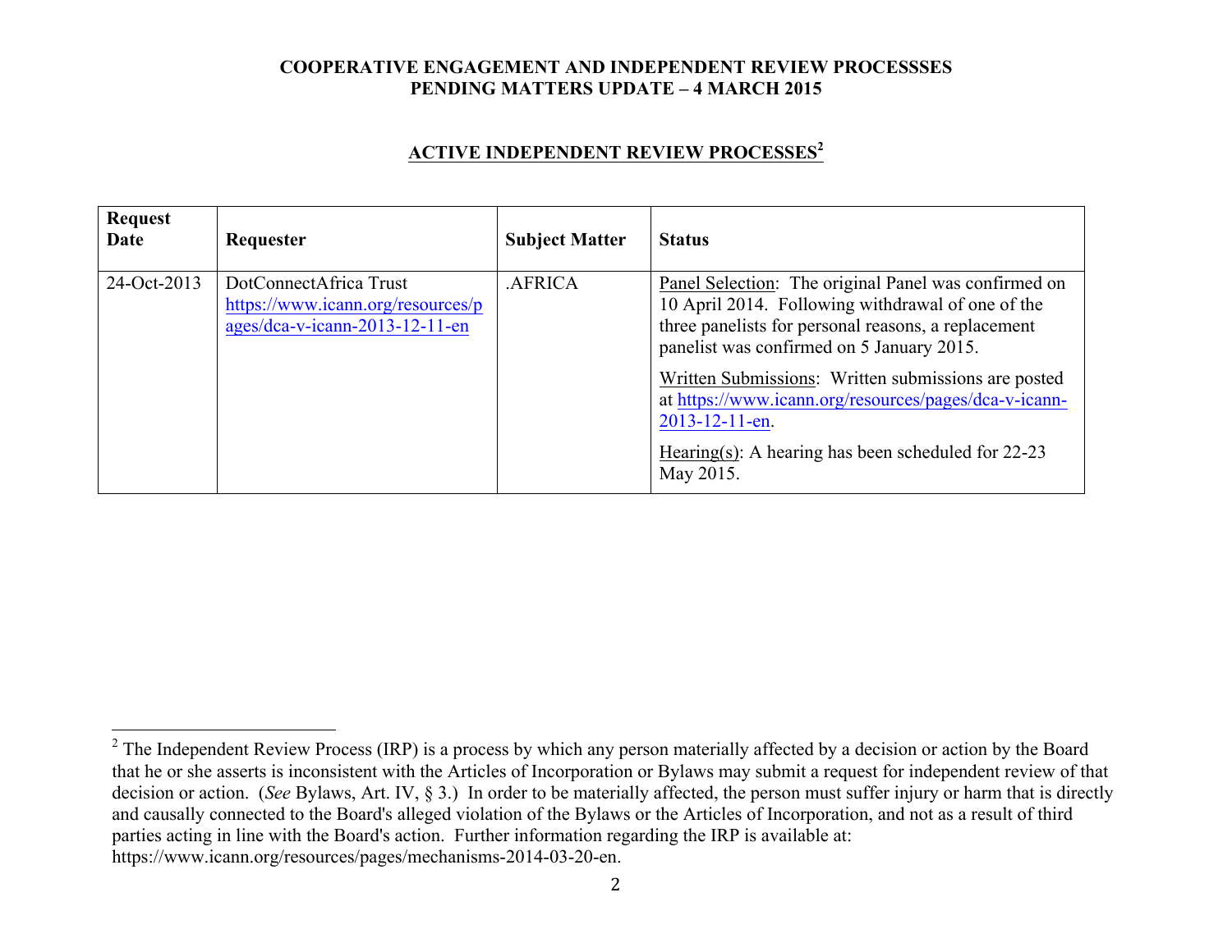**COOPERATIVE ENGAGEMENT AND INDEPENDENT REVIEW PROCESSSES**
**PENDING MATTERS UPDATE – 4 MARCH 2015**

## ACTIVE INDEPENDENT REVIEW PROCESSES[2]

| Request Date | Requester | Subject Matter | Status |
|---|---|---|---|
| 24-Oct-2013 | DotConnectAfrica Trust https://www.icann.org/resources/pages/dca-v-icann-2013-12-11-en | .AFRICA | Panel Selection: The original Panel was confirmed on 10 April 2014. Following withdrawal of one of the three panelists for personal reasons, a replacement panelist was confirmed on 5 January 2015.<br><br>Written Submissions: Written submissions are posted at https://www.icann.org/resources/pages/dca-v-icann-2013-12-11-en.<br><br>Hearing(s): A hearing has been scheduled for 22-23 May 2015. |

[2] The Independent Review Process (IRP) is a process by which any person materially affected by a decision or action by the Board that he or she asserts is inconsistent with the Articles of Incorporation or Bylaws may submit a request for independent review of that decision or action. (*See* Bylaws, Art. IV, § 3.) In order to be materially affected, the person must suffer injury or harm that is directly and causally connected to the Board's alleged violation of the Bylaws or the Articles of Incorporation, and not as a result of third parties acting in line with the Board's action. Further information regarding the IRP is available at: https://www.icann.org/resources/pages/mechanisms-2014-03-20-en.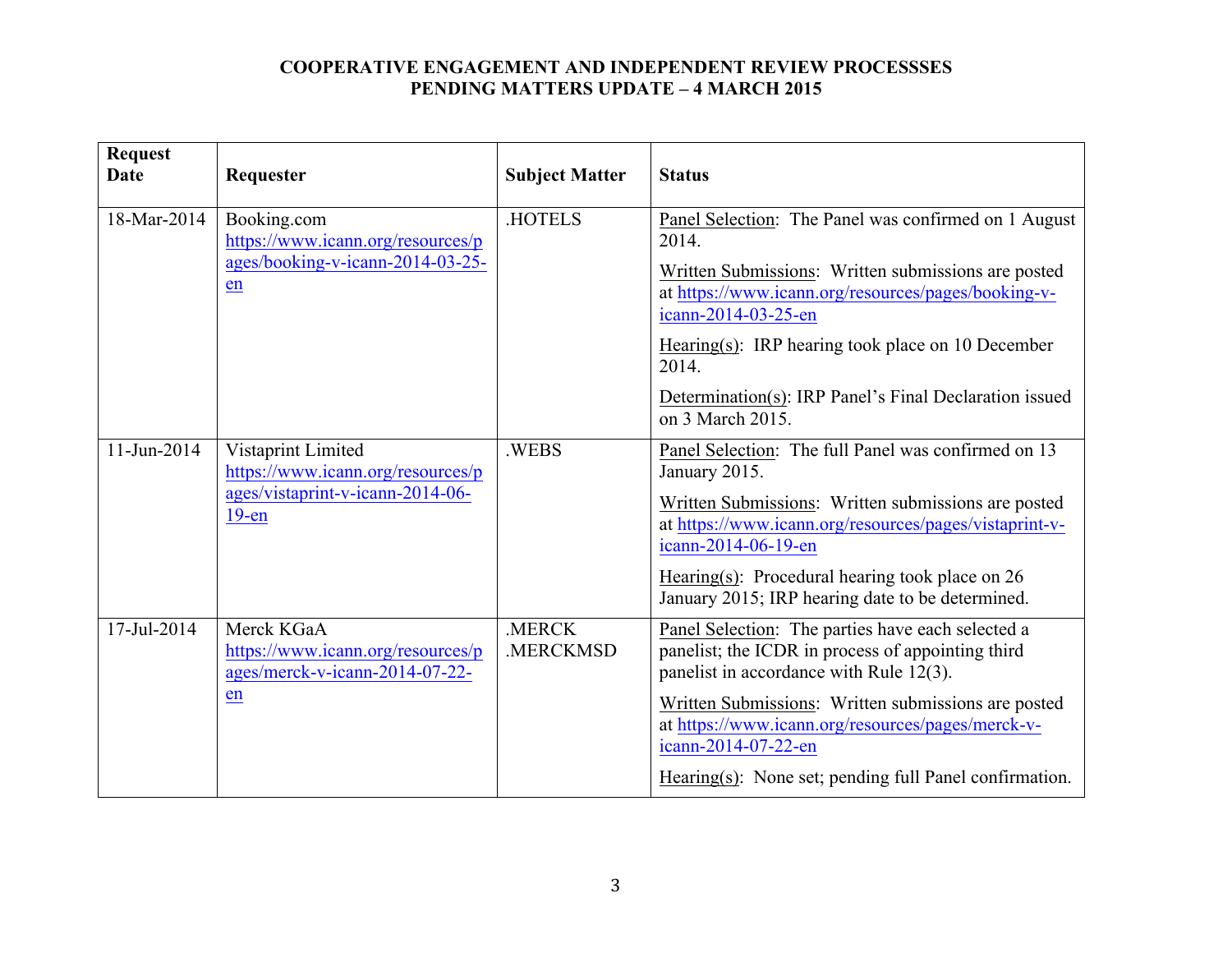**COOPERATIVE ENGAGEMENT AND INDEPENDENT REVIEW PROCESSSES**
**PENDING MATTERS UPDATE – 4 MARCH 2015**

| Request Date | Requester | Subject Matter | Status |
|---|---|---|---|
| 18-Mar-2014 | Booking.com https://www.icann.org/resources/pages/booking-v-icann-2014-03-25-en | .HOTELS | Panel Selection: The Panel was confirmed on 1 August 2014.<br><br>Written Submissions: Written submissions are posted at https://www.icann.org/resources/pages/booking-v-icann-2014-03-25-en<br><br>Hearing(s): IRP hearing took place on 10 December 2014.<br><br>Determination(s): IRP Panel's Final Declaration issued on 3 March 2015. |
| 11-Jun-2014 | Vistaprint Limited https://www.icann.org/resources/pages/vistaprint-v-icann-2014-06-19-en | .WEBS | Panel Selection: The full Panel was confirmed on 13 January 2015.<br><br>Written Submissions: Written submissions are posted at https://www.icann.org/resources/pages/vistaprint-v-icann-2014-06-19-en<br><br>Hearing(s): Procedural hearing took place on 26 January 2015; IRP hearing date to be determined. |
| 17-Jul-2014 | Merck KGaA https://www.icann.org/resources/pages/merck-v-icann-2014-07-22-en | .MERCK<br>.MERCKMSD | Panel Selection: The parties have each selected a panelist; the ICDR in process of appointing third panelist in accordance with Rule 12(3).<br><br>Written Submissions: Written submissions are posted at https://www.icann.org/resources/pages/merck-v-icann-2014-07-22-en<br><br>Hearing(s): None set; pending full Panel confirmation. |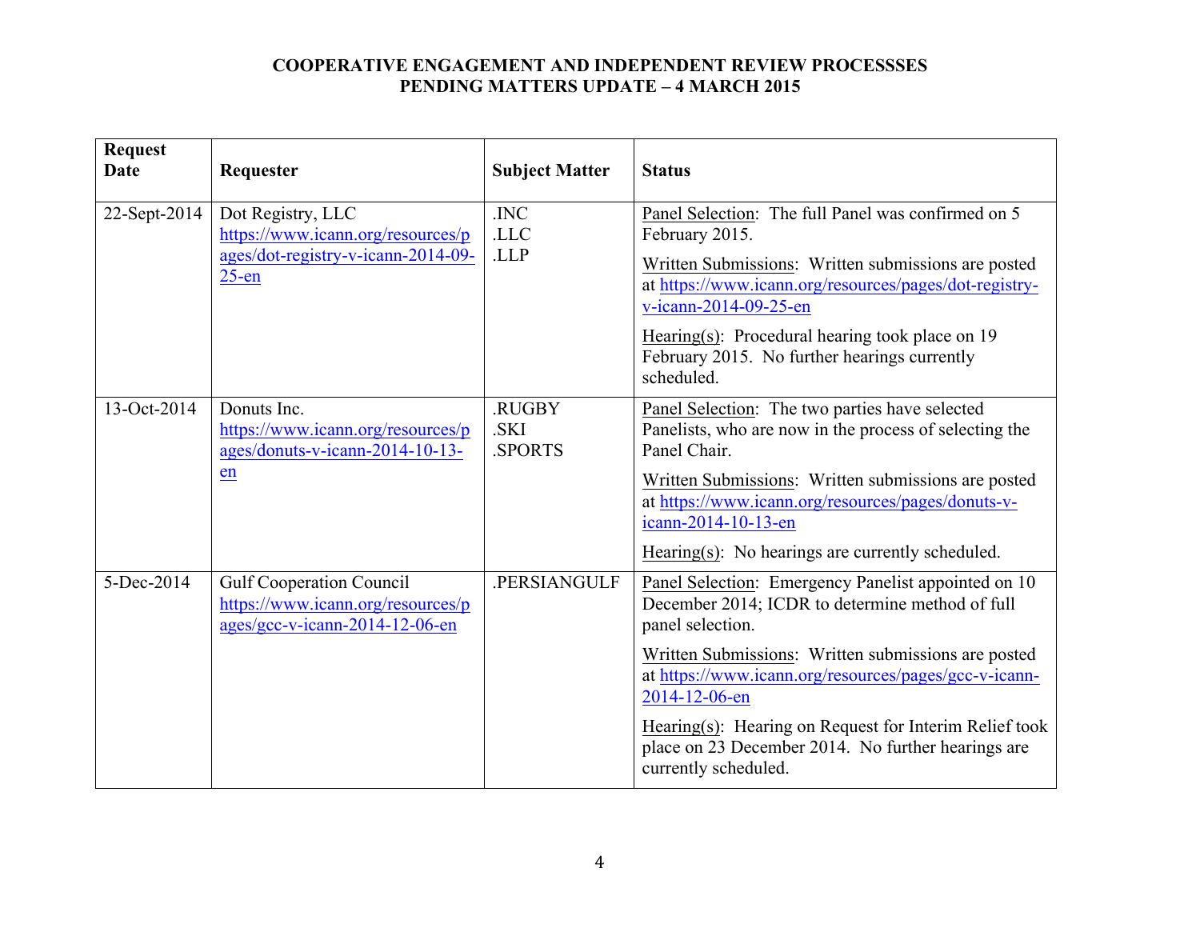**COOPERATIVE ENGAGEMENT AND INDEPENDENT REVIEW PROCESSSES**
**PENDING MATTERS UPDATE – 4 MARCH 2015**

| Request Date | Requester | Subject Matter | Status |
|---|---|---|---|
| 22-Sept-2014 | Dot Registry, LLC https://www.icann.org/resources/pages/dot-registry-v-icann-2014-09-25-en | .INC<br>.LLC<br>.LLP | Panel Selection: The full Panel was confirmed on 5 February 2015.<br><br>Written Submissions: Written submissions are posted at https://www.icann.org/resources/pages/dot-registry-v-icann-2014-09-25-en<br><br>Hearing(s): Procedural hearing took place on 19 February 2015. No further hearings currently scheduled. |
| 13-Oct-2014 | Donuts Inc. https://www.icann.org/resources/pages/donuts-v-icann-2014-10-13-en | .RUGBY<br>.SKI<br>.SPORTS | Panel Selection: The two parties have selected Panelists, who are now in the process of selecting the Panel Chair.<br><br>Written Submissions: Written submissions are posted at https://www.icann.org/resources/pages/donuts-v-icann-2014-10-13-en<br><br>Hearing(s): No hearings are currently scheduled. |
| 5-Dec-2014 | Gulf Cooperation Council https://www.icann.org/resources/pages/gcc-v-icann-2014-12-06-en | .PERSIANGULF | Panel Selection: Emergency Panelist appointed on 10 December 2014; ICDR to determine method of full panel selection.<br><br>Written Submissions: Written submissions are posted at https://www.icann.org/resources/pages/gcc-v-icann-2014-12-06-en<br><br>Hearing(s): Hearing on Request for Interim Relief took place on 23 December 2014. No further hearings are currently scheduled. |